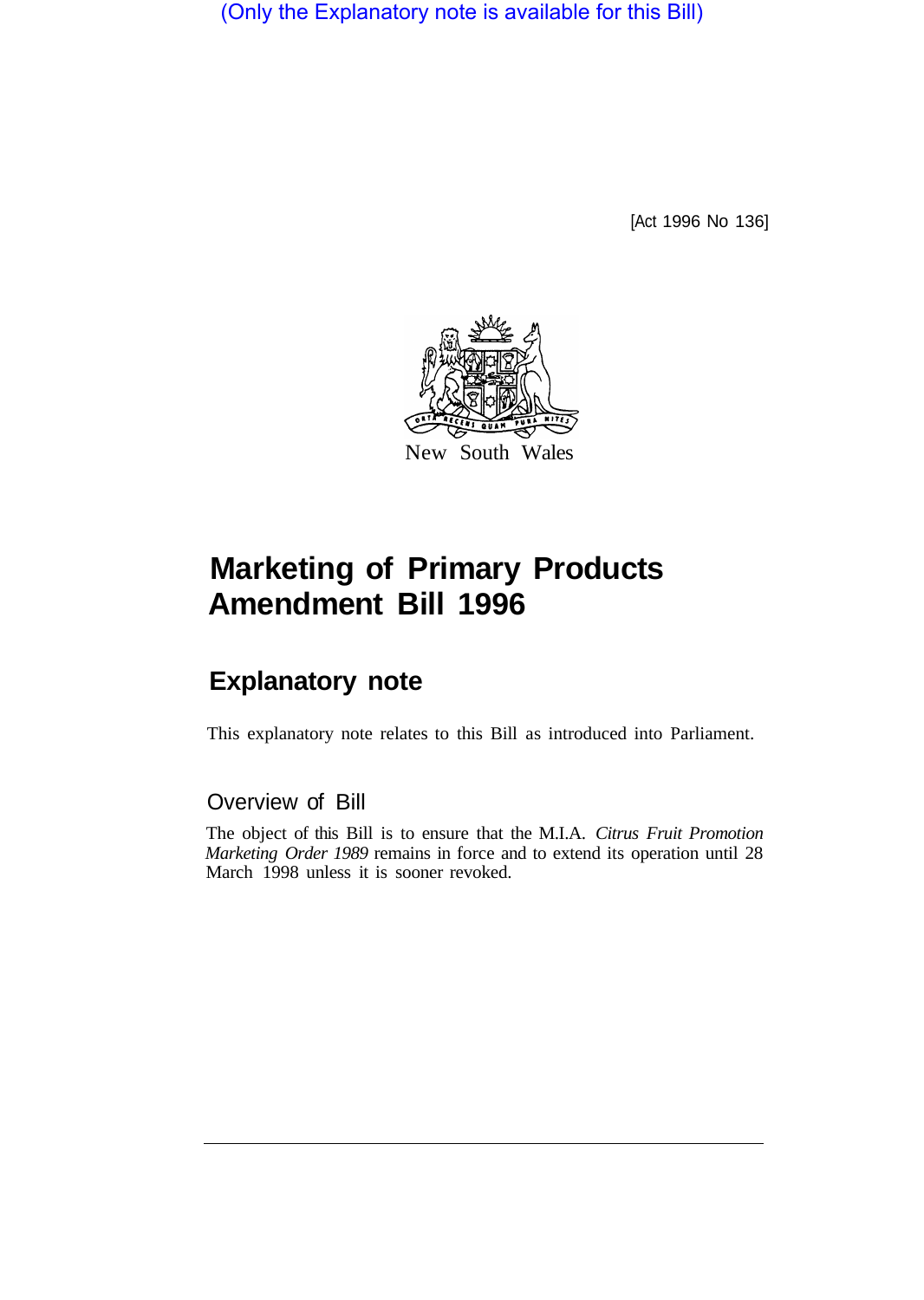(Only the Explanatory note is available for this Bill)

[Act 1996 No 136]

New South Wales

# Marketing of Primary Products Amendment Bill 1996

## Explanatory note

This explanatory note relates to this Bill as introduced into Parliament.

### Overview of Bill

The object of this Bill is to ensure that the M.I.A. *Citrus Fruit Promotion Marketing Order 1989* remains in force and to extend its operation until 28 March 1998 unless it is sooner revoked.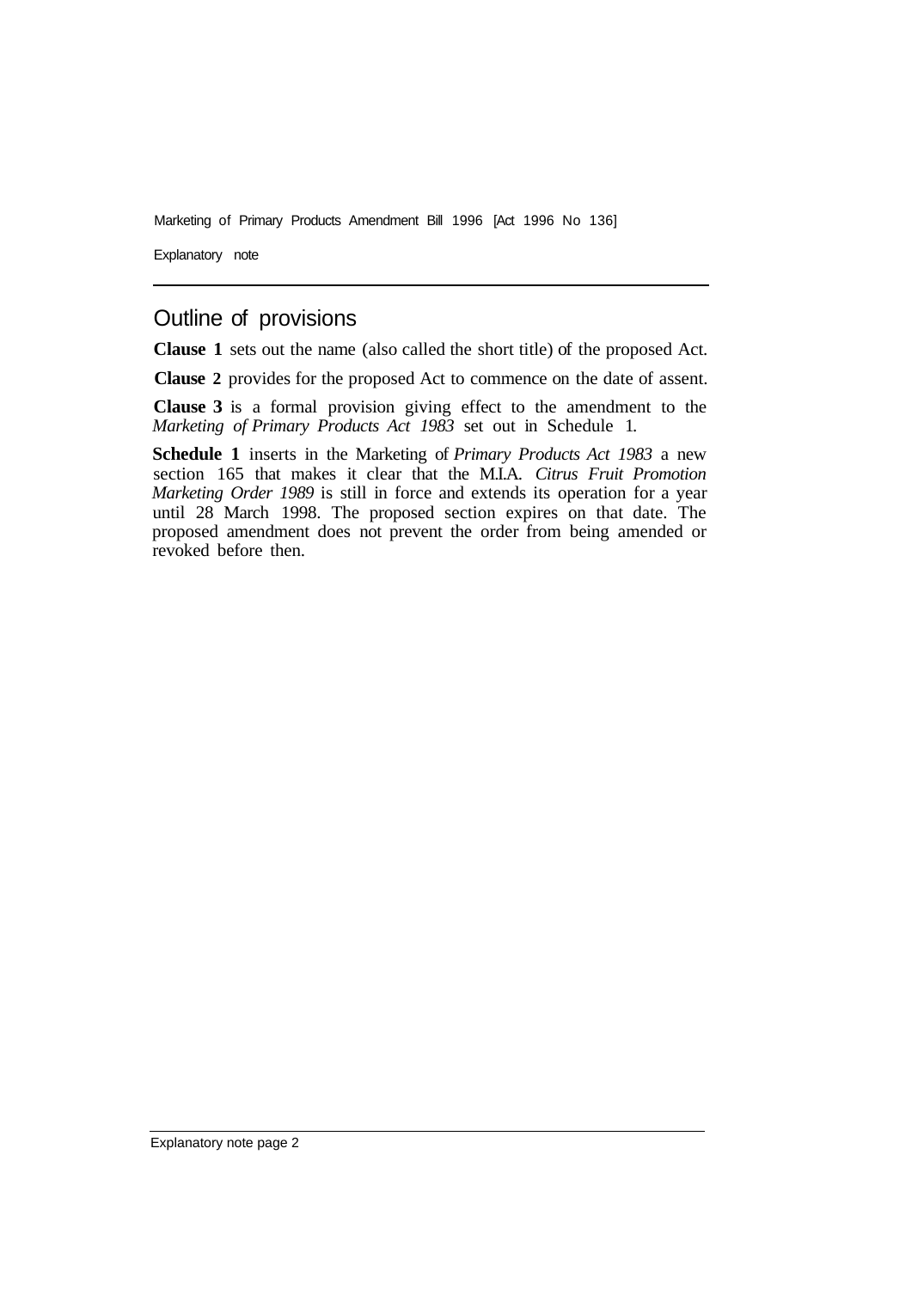## Outline of provisions

**Clause 1** sets out the name (also called the short title) of the proposed Act.

**Clause 2** provides for the proposed Act to commence on the date of assent.

**Clause 3** is a formal provision giving effect to the amendment to the *Marketing of Primary Products Act 1983* set out in Schedule 1.

**Schedule 1** inserts in the Marketing of *Primary Products Act 1983* a new section 165 that makes it clear that the M.I.A. *Citrus Fruit Promotion Marketing Order 1989* is still in force and extends its operation for a year until 28 March 1998. The proposed section expires on that date. The proposed amendment does not prevent the order from being amended or revoked before then.